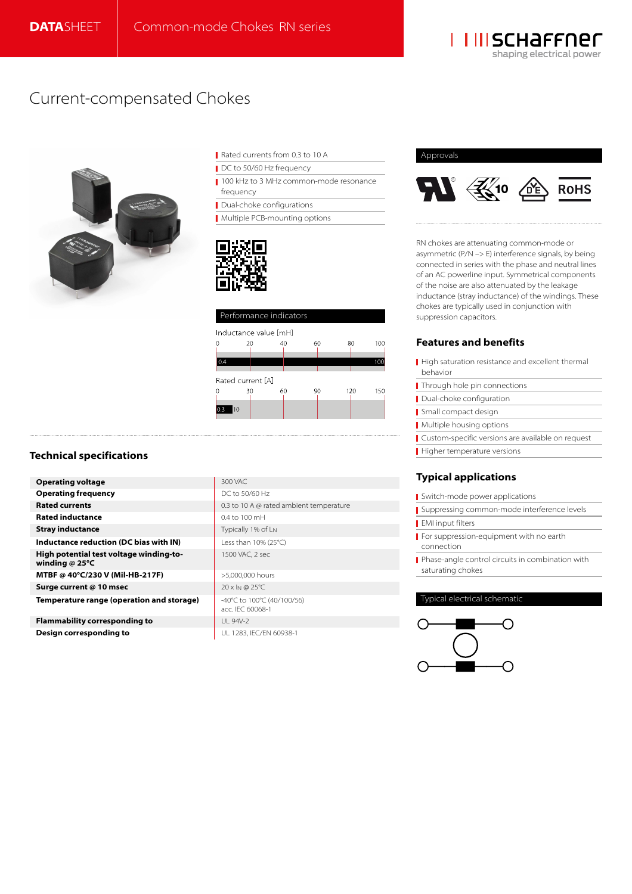**DATA**SHEET Common-mode Chokes RN series

# Current-compensated Chokes

- Rated currents from 0.3 to 10 A
- DC to 50/60 Hz frequency
- 100 kHz to 3 MHz common-mode resonance frequency
- Dual-choke configurations
- Multiple PCB-mounting options

## Performance indicators

Inductance value [mH]: 0.4 – 100

Rated current [A]: 0.3 – 10

## Approvals

RN chokes are attenuating common-mode or asymmetric (P/N –> E) interference signals, by being connected in series with the phase and neutral lines of an AC powerline input. Symmetrical components of the noise are also attenuated by the leakage inductance (stray inductance) of the windings. These chokes are typically used in conjunction with suppression capacitors.

## Features and benefits

- High saturation resistance and excellent thermal behavior
- Through hole pin connections
- Dual-choke configuration
- Small compact design
- Multiple housing options
- Custom-specific versions are available on request
- Higher temperature versions

## Typical applications

- Switch-mode power applications
- Suppressing common-mode interference levels
- EMI input filters
- For suppression-equipment with no earth connection
- Phase-angle control circuits in combination with saturating chokes

## Typical electrical schematic

## Technical specifications

| | |
|---|---|
| **Operating voltage** | 300 VAC |
| **Operating frequency** | DC to 50/60 Hz |
| **Rated currents** | 0.3 to 10 A @ rated ambient temperature |
| **Rated inductance** | 0.4 to 100 mH |
| **Stray inductance** | Typically 1% of $L_N$ |
| **Inductance reduction (DC bias with IN)** | Less than 10% (25°C) |
| **High potential test voltage winding-to-winding @ 25°C** | 1500 VAC, 2 sec |
| **MTBF @ 40°C/230 V (Mil-HB-217F)** | >5,000,000 hours |
| **Surge current @ 10 msec** | 20 x $I_N$ @ 25°C |
| **Temperature range (operation and storage)** | -40°C to 100°C (40/100/56) acc. IEC 60068-1 |
| **Flammability corresponding to** | UL 94V-2 |
| **Design corresponding to** | UL 1283, IEC/EN 60938-1 |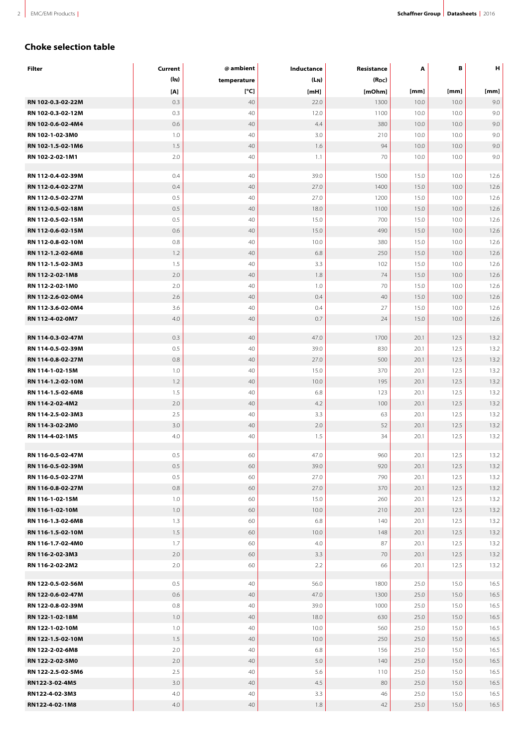## Choke selection table

| Filter | Current ($I_N$) [A] | @ ambient temperature [°C] | Inductance ($L_N$) [mH] | Resistance ($R_{DC}$) [mOhm] | A [mm] | B [mm] | H [mm] |
|---|---|---|---|---|---|---|---|
| RN 102-0.3-02-22M | 0.3 | 40 | 22.0 | 1300 | 10.0 | 10.0 | 9.0 |
| RN 102-0.3-02-12M | 0.3 | 40 | 12.0 | 1100 | 10.0 | 10.0 | 9.0 |
| RN 102-0.6-02-4M4 | 0.6 | 40 | 4.4 | 380 | 10.0 | 10.0 | 9.0 |
| RN 102-1-02-3M0 | 1.0 | 40 | 3.0 | 210 | 10.0 | 10.0 | 9.0 |
| RN 102-1.5-02-1M6 | 1.5 | 40 | 1.6 | 94 | 10.0 | 10.0 | 9.0 |
| RN 102-2-02-1M1 | 2.0 | 40 | 1.1 | 70 | 10.0 | 10.0 | 9.0 |
| | | | | | | | |
| RN 112-0.4-02-39M | 0.4 | 40 | 39.0 | 1500 | 15.0 | 10.0 | 12.6 |
| RN 112-0.4-02-27M | 0.4 | 40 | 27.0 | 1400 | 15.0 | 10.0 | 12.6 |
| RN 112-0.5-02-27M | 0.5 | 40 | 27.0 | 1200 | 15.0 | 10.0 | 12.6 |
| RN 112-0.5-02-18M | 0.5 | 40 | 18.0 | 1100 | 15.0 | 10.0 | 12.6 |
| RN 112-0.5-02-15M | 0.5 | 40 | 15.0 | 700 | 15.0 | 10.0 | 12.6 |
| RN 112-0.6-02-15M | 0.6 | 40 | 15.0 | 490 | 15.0 | 10.0 | 12.6 |
| RN 112-0.8-02-10M | 0.8 | 40 | 10.0 | 380 | 15.0 | 10.0 | 12.6 |
| RN 112-1.2-02-6M8 | 1.2 | 40 | 6.8 | 250 | 15.0 | 10.0 | 12.6 |
| RN 112-1.5-02-3M3 | 1.5 | 40 | 3.3 | 102 | 15.0 | 10.0 | 12.6 |
| RN 112-2-02-1M8 | 2.0 | 40 | 1.8 | 74 | 15.0 | 10.0 | 12.6 |
| RN 112-2-02-1M0 | 2.0 | 40 | 1.0 | 70 | 15.0 | 10.0 | 12.6 |
| RN 112-2.6-02-0M4 | 2.6 | 40 | 0.4 | 40 | 15.0 | 10.0 | 12.6 |
| RN 112-3.6-02-0M4 | 3.6 | 40 | 0.4 | 27 | 15.0 | 10.0 | 12.6 |
| RN 112-4-02-0M7 | 4.0 | 40 | 0.7 | 24 | 15.0 | 10.0 | 12.6 |
| | | | | | | | |
| RN 114-0.3-02-47M | 0.3 | 40 | 47.0 | 1700 | 20.1 | 12.5 | 13.2 |
| RN 114-0.5-02-39M | 0.5 | 40 | 39.0 | 830 | 20.1 | 12.5 | 13.2 |
| RN 114-0.8-02-27M | 0.8 | 40 | 27.0 | 500 | 20.1 | 12.5 | 13.2 |
| RN 114-1-02-15M | 1.0 | 40 | 15.0 | 370 | 20.1 | 12.5 | 13.2 |
| RN 114-1.2-02-10M | 1.2 | 40 | 10.0 | 195 | 20.1 | 12.5 | 13.2 |
| RN 114-1.5-02-6M8 | 1.5 | 40 | 6.8 | 123 | 20.1 | 12.5 | 13.2 |
| RN 114-2-02-4M2 | 2.0 | 40 | 4.2 | 100 | 20.1 | 12.5 | 13.2 |
| RN 114-2.5-02-3M3 | 2.5 | 40 | 3.3 | 63 | 20.1 | 12.5 | 13.2 |
| RN 114-3-02-2M0 | 3.0 | 40 | 2.0 | 52 | 20.1 | 12.5 | 13.2 |
| RN 114-4-02-1M5 | 4.0 | 40 | 1.5 | 34 | 20.1 | 12.5 | 13.2 |
| | | | | | | | |
| RN 116-0.5-02-47M | 0.5 | 60 | 47.0 | 960 | 20.1 | 12.5 | 13.2 |
| RN 116-0.5-02-39M | 0.5 | 60 | 39.0 | 920 | 20.1 | 12.5 | 13.2 |
| RN 116-0.5-02-27M | 0.5 | 60 | 27.0 | 790 | 20.1 | 12.5 | 13.2 |
| RN 116-0.8-02-27M | 0.8 | 60 | 27.0 | 370 | 20.1 | 12.5 | 13.2 |
| RN 116-1-02-15M | 1.0 | 60 | 15.0 | 260 | 20.1 | 12.5 | 13.2 |
| RN 116-1-02-10M | 1.0 | 60 | 10.0 | 210 | 20.1 | 12.5 | 13.2 |
| RN 116-1.3-02-6M8 | 1.3 | 60 | 6.8 | 140 | 20.1 | 12.5 | 13.2 |
| RN 116-1.5-02-10M | 1.5 | 60 | 10.0 | 148 | 20.1 | 12.5 | 13.2 |
| RN 116-1.7-02-4M0 | 1.7 | 60 | 4.0 | 87 | 20.1 | 12.5 | 13.2 |
| RN 116-2-02-3M3 | 2.0 | 60 | 3.3 | 70 | 20.1 | 12.5 | 13.2 |
| RN 116-2-02-2M2 | 2.0 | 60 | 2.2 | 66 | 20.1 | 12.5 | 13.2 |
| | | | | | | | |
| RN 122-0.5-02-56M | 0.5 | 40 | 56.0 | 1800 | 25.0 | 15.0 | 16.5 |
| RN 122-0.6-02-47M | 0.6 | 40 | 47.0 | 1300 | 25.0 | 15.0 | 16.5 |
| RN 122-0.8-02-39M | 0.8 | 40 | 39.0 | 1000 | 25.0 | 15.0 | 16.5 |
| RN 122-1-02-18M | 1.0 | 40 | 18.0 | 630 | 25.0 | 15.0 | 16.5 |
| RN 122-1-02-10M | 1.0 | 40 | 10.0 | 560 | 25.0 | 15.0 | 16.5 |
| RN 122-1.5-02-10M | 1.5 | 40 | 10.0 | 250 | 25.0 | 15.0 | 16.5 |
| RN 122-2-02-6M8 | 2.0 | 40 | 6.8 | 156 | 25.0 | 15.0 | 16.5 |
| RN 122-2-02-5M0 | 2.0 | 40 | 5.0 | 140 | 25.0 | 15.0 | 16.5 |
| RN 122-2.5-02-5M6 | 2.5 | 40 | 5.6 | 110 | 25.0 | 15.0 | 16.5 |
| RN122-3-02-4M5 | 3.0 | 40 | 4.5 | 80 | 25.0 | 15.0 | 16.5 |
| RN122-4-02-3M3 | 4.0 | 40 | 3.3 | 46 | 25.0 | 15.0 | 16.5 |
| RN122-4-02-1M8 | 4.0 | 40 | 1.8 | 42 | 25.0 | 15.0 | 16.5 |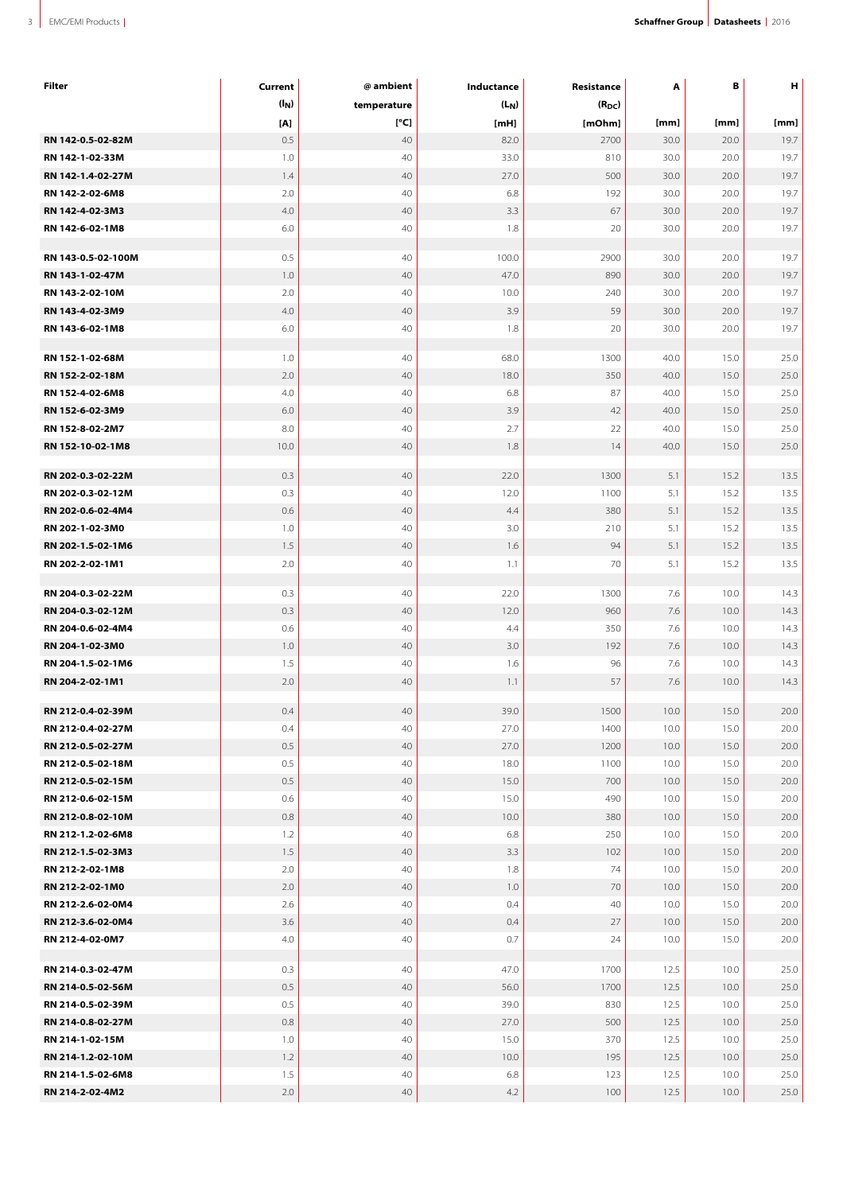| Filter | Current ($I_N$) [A] | @ ambient temperature [°C] | Inductance ($L_N$) [mH] | Resistance ($R_{DC}$) [mOhm] | A [mm] | B [mm] | H [mm] |
|---|---|---|---|---|---|---|---|
| **RN 142-0.5-02-82M** | 0.5 | 40 | 82.0 | 2700 | 30.0 | 20.0 | 19.7 |
| **RN 142-1-02-33M** | 1.0 | 40 | 33.0 | 810 | 30.0 | 20.0 | 19.7 |
| **RN 142-1.4-02-27M** | 1.4 | 40 | 27.0 | 500 | 30.0 | 20.0 | 19.7 |
| **RN 142-2-02-6M8** | 2.0 | 40 | 6.8 | 192 | 30.0 | 20.0 | 19.7 |
| **RN 142-4-02-3M3** | 4.0 | 40 | 3.3 | 67 | 30.0 | 20.0 | 19.7 |
| **RN 142-6-02-1M8** | 6.0 | 40 | 1.8 | 20 | 30.0 | 20.0 | 19.7 |
| | | | | | | | |
| **RN 143-0.5-02-100M** | 0.5 | 40 | 100.0 | 2900 | 30.0 | 20.0 | 19.7 |
| **RN 143-1-02-47M** | 1.0 | 40 | 47.0 | 890 | 30.0 | 20.0 | 19.7 |
| **RN 143-2-02-10M** | 2.0 | 40 | 10.0 | 240 | 30.0 | 20.0 | 19.7 |
| **RN 143-4-02-3M9** | 4.0 | 40 | 3.9 | 59 | 30.0 | 20.0 | 19.7 |
| **RN 143-6-02-1M8** | 6.0 | 40 | 1.8 | 20 | 30.0 | 20.0 | 19.7 |
| | | | | | | | |
| **RN 152-1-02-68M** | 1.0 | 40 | 68.0 | 1300 | 40.0 | 15.0 | 25.0 |
| **RN 152-2-02-18M** | 2.0 | 40 | 18.0 | 350 | 40.0 | 15.0 | 25.0 |
| **RN 152-4-02-6M8** | 4.0 | 40 | 6.8 | 87 | 40.0 | 15.0 | 25.0 |
| **RN 152-6-02-3M9** | 6.0 | 40 | 3.9 | 42 | 40.0 | 15.0 | 25.0 |
| **RN 152-8-02-2M7** | 8.0 | 40 | 2.7 | 22 | 40.0 | 15.0 | 25.0 |
| **RN 152-10-02-1M8** | 10.0 | 40 | 1.8 | 14 | 40.0 | 15.0 | 25.0 |
| | | | | | | | |
| **RN 202-0.3-02-22M** | 0.3 | 40 | 22.0 | 1300 | 5.1 | 15.2 | 13.5 |
| **RN 202-0.3-02-12M** | 0.3 | 40 | 12.0 | 1100 | 5.1 | 15.2 | 13.5 |
| **RN 202-0.6-02-4M4** | 0.6 | 40 | 4.4 | 380 | 5.1 | 15.2 | 13.5 |
| **RN 202-1-02-3M0** | 1.0 | 40 | 3.0 | 210 | 5.1 | 15.2 | 13.5 |
| **RN 202-1.5-02-1M6** | 1.5 | 40 | 1.6 | 94 | 5.1 | 15.2 | 13.5 |
| **RN 202-2-02-1M1** | 2.0 | 40 | 1.1 | 70 | 5.1 | 15.2 | 13.5 |
| | | | | | | | |
| **RN 204-0.3-02-22M** | 0.3 | 40 | 22.0 | 1300 | 7.6 | 10.0 | 14.3 |
| **RN 204-0.3-02-12M** | 0.3 | 40 | 12.0 | 960 | 7.6 | 10.0 | 14.3 |
| **RN 204-0.6-02-4M4** | 0.6 | 40 | 4.4 | 350 | 7.6 | 10.0 | 14.3 |
| **RN 204-1-02-3M0** | 1.0 | 40 | 3.0 | 192 | 7.6 | 10.0 | 14.3 |
| **RN 204-1.5-02-1M6** | 1.5 | 40 | 1.6 | 96 | 7.6 | 10.0 | 14.3 |
| **RN 204-2-02-1M1** | 2.0 | 40 | 1.1 | 57 | 7.6 | 10.0 | 14.3 |
| | | | | | | | |
| **RN 212-0.4-02-39M** | 0.4 | 40 | 39.0 | 1500 | 10.0 | 15.0 | 20.0 |
| **RN 212-0.4-02-27M** | 0.4 | 40 | 27.0 | 1400 | 10.0 | 15.0 | 20.0 |
| **RN 212-0.5-02-27M** | 0.5 | 40 | 27.0 | 1200 | 10.0 | 15.0 | 20.0 |
| **RN 212-0.5-02-18M** | 0.5 | 40 | 18.0 | 1100 | 10.0 | 15.0 | 20.0 |
| **RN 212-0.5-02-15M** | 0.5 | 40 | 15.0 | 700 | 10.0 | 15.0 | 20.0 |
| **RN 212-0.6-02-15M** | 0.6 | 40 | 15.0 | 490 | 10.0 | 15.0 | 20.0 |
| **RN 212-0.8-02-10M** | 0.8 | 40 | 10.0 | 380 | 10.0 | 15.0 | 20.0 |
| **RN 212-1.2-02-6M8** | 1.2 | 40 | 6.8 | 250 | 10.0 | 15.0 | 20.0 |
| **RN 212-1.5-02-3M3** | 1.5 | 40 | 3.3 | 102 | 10.0 | 15.0 | 20.0 |
| **RN 212-2-02-1M8** | 2.0 | 40 | 1.8 | 74 | 10.0 | 15.0 | 20.0 |
| **RN 212-2-02-1M0** | 2.0 | 40 | 1.0 | 70 | 10.0 | 15.0 | 20.0 |
| **RN 212-2.6-02-0M4** | 2.6 | 40 | 0.4 | 40 | 10.0 | 15.0 | 20.0 |
| **RN 212-3.6-02-0M4** | 3.6 | 40 | 0.4 | 27 | 10.0 | 15.0 | 20.0 |
| **RN 212-4-02-0M7** | 4.0 | 40 | 0.7 | 24 | 10.0 | 15.0 | 20.0 |
| | | | | | | | |
| **RN 214-0.3-02-47M** | 0.3 | 40 | 47.0 | 1700 | 12.5 | 10.0 | 25.0 |
| **RN 214-0.5-02-56M** | 0.5 | 40 | 56.0 | 1700 | 12.5 | 10.0 | 25.0 |
| **RN 214-0.5-02-39M** | 0.5 | 40 | 39.0 | 830 | 12.5 | 10.0 | 25.0 |
| **RN 214-0.8-02-27M** | 0.8 | 40 | 27.0 | 500 | 12.5 | 10.0 | 25.0 |
| **RN 214-1-02-15M** | 1.0 | 40 | 15.0 | 370 | 12.5 | 10.0 | 25.0 |
| **RN 214-1.2-02-10M** | 1.2 | 40 | 10.0 | 195 | 12.5 | 10.0 | 25.0 |
| **RN 214-1.5-02-6M8** | 1.5 | 40 | 6.8 | 123 | 12.5 | 10.0 | 25.0 |
| **RN 214-2-02-4M2** | 2.0 | 40 | 4.2 | 100 | 12.5 | 10.0 | 25.0 |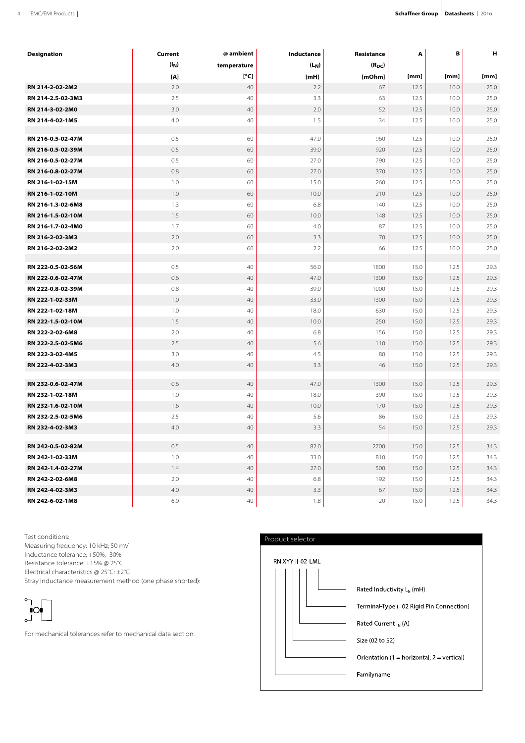| Designation | Current ($I_N$) [A] | @ ambient temperature [°C] | Inductance ($L_N$) [mH] | Resistance ($R_{DC}$) [mOhm] | A [mm] | B [mm] | H [mm] |
|---|---|---|---|---|---|---|---|
| **RN 214-2-02-2M2** | 2.0 | 40 | 2.2 | 67 | 12.5 | 10.0 | 25.0 |
| **RN 214-2.5-02-3M3** | 2.5 | 40 | 3.3 | 63 | 12.5 | 10.0 | 25.0 |
| **RN 214-3-02-2M0** | 3.0 | 40 | 2.0 | 52 | 12.5 | 10.0 | 25.0 |
| **RN 214-4-02-1M5** | 4.0 | 40 | 1.5 | 34 | 12.5 | 10.0 | 25.0 |
| | | | | | | | |
| **RN 216-0.5-02-47M** | 0.5 | 60 | 47.0 | 960 | 12.5 | 10.0 | 25.0 |
| **RN 216-0.5-02-39M** | 0.5 | 60 | 39.0 | 920 | 12.5 | 10.0 | 25.0 |
| **RN 216-0.5-02-27M** | 0.5 | 60 | 27.0 | 790 | 12.5 | 10.0 | 25.0 |
| **RN 216-0.8-02-27M** | 0.8 | 60 | 27.0 | 370 | 12.5 | 10.0 | 25.0 |
| **RN 216-1-02-15M** | 1.0 | 60 | 15.0 | 260 | 12.5 | 10.0 | 25.0 |
| **RN 216-1-02-10M** | 1.0 | 60 | 10.0 | 210 | 12.5 | 10.0 | 25.0 |
| **RN 216-1.3-02-6M8** | 1.3 | 60 | 6.8 | 140 | 12.5 | 10.0 | 25.0 |
| **RN 216-1.5-02-10M** | 1.5 | 60 | 10.0 | 148 | 12.5 | 10.0 | 25.0 |
| **RN 216-1.7-02-4M0** | 1.7 | 60 | 4.0 | 87 | 12.5 | 10.0 | 25.0 |
| **RN 216-2-02-3M3** | 2.0 | 60 | 3.3 | 70 | 12.5 | 10.0 | 25.0 |
| **RN 216-2-02-2M2** | 2.0 | 60 | 2.2 | 66 | 12.5 | 10.0 | 25.0 |
| | | | | | | | |
| **RN 222-0.5-02-56M** | 0.5 | 40 | 56.0 | 1800 | 15.0 | 12.5 | 29.3 |
| **RN 222-0.6-02-47M** | 0.6 | 40 | 47.0 | 1300 | 15.0 | 12.5 | 29.3 |
| **RN 222-0.8-02-39M** | 0.8 | 40 | 39.0 | 1000 | 15.0 | 12.5 | 29.3 |
| **RN 222-1-02-33M** | 1.0 | 40 | 33.0 | 1300 | 15.0 | 12.5 | 29.3 |
| **RN 222-1-02-18M** | 1.0 | 40 | 18.0 | 630 | 15.0 | 12.5 | 29.3 |
| **RN 222-1.5-02-10M** | 1.5 | 40 | 10.0 | 250 | 15.0 | 12.5 | 29.3 |
| **RN 222-2-02-6M8** | 2.0 | 40 | 6.8 | 156 | 15.0 | 12.5 | 29.3 |
| **RN 222-2.5-02-5M6** | 2.5 | 40 | 5.6 | 110 | 15.0 | 12.5 | 29.3 |
| **RN 222-3-02-4M5** | 3.0 | 40 | 4.5 | 80 | 15.0 | 12.5 | 29.3 |
| **RN 222-4-02-3M3** | 4.0 | 40 | 3.3 | 46 | 15.0 | 12.5 | 29.3 |
| | | | | | | | |
| **RN 232-0.6-02-47M** | 0.6 | 40 | 47.0 | 1300 | 15.0 | 12.5 | 29.3 |
| **RN 232-1-02-18M** | 1.0 | 40 | 18.0 | 390 | 15.0 | 12.5 | 29.3 |
| **RN 232-1.6-02-10M** | 1.6 | 40 | 10.0 | 170 | 15.0 | 12.5 | 29.3 |
| **RN 232-2.5-02-5M6** | 2.5 | 40 | 5.6 | 86 | 15.0 | 12.5 | 29.3 |
| **RN 232-4-02-3M3** | 4.0 | 40 | 3.3 | 54 | 15.0 | 12.5 | 29.3 |
| | | | | | | | |
| **RN 242-0.5-02-82M** | 0.5 | 40 | 82.0 | 2700 | 15.0 | 12.5 | 34.3 |
| **RN 242-1-02-33M** | 1.0 | 40 | 33.0 | 810 | 15.0 | 12.5 | 34.3 |
| **RN 242-1.4-02-27M** | 1.4 | 40 | 27.0 | 500 | 15.0 | 12.5 | 34.3 |
| **RN 242-2-02-6M8** | 2.0 | 40 | 6.8 | 192 | 15.0 | 12.5 | 34.3 |
| **RN 242-4-02-3M3** | 4.0 | 40 | 3.3 | 67 | 15.0 | 12.5 | 34.3 |
| **RN 242-6-02-1M8** | 6.0 | 40 | 1.8 | 20 | 15.0 | 12.5 | 34.3 |

Test conditions:
Measuring frequency: 10 kHz; 50 mV
Inductance tolerance: +50%, -30%
Resistance tolerance: ±15% @ 25°C
Electrical characteristics @ 25°C: ±2°C
Stray Inductance measurement method (one phase shorted):

For mechanical tolerances refer to mechanical data section.

**Product selector**

RN XYY-II-02-LML

- Rated Inductivity $L_N$ (mH)
- Terminal-Type (–02 Rigid Pin Connection)
- Rated Current $I_N$ (A)
- Size (02 to 52)
- Orientation (1 = horizontal; 2 = vertical)
- Familyname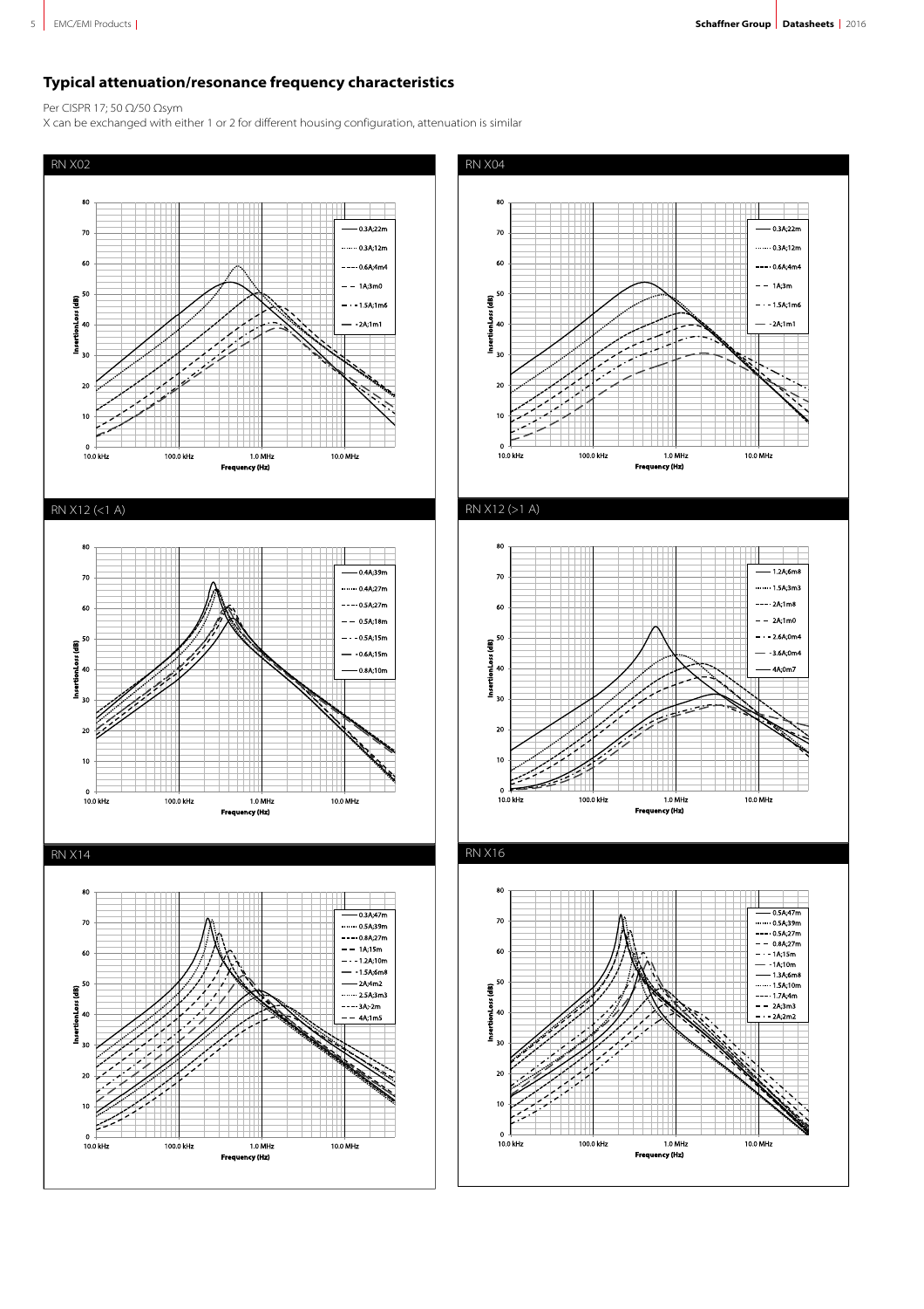## Typical attenuation/resonance frequency characteristics

Per CISPR 17; 50 Ω/50 Ωsym

X can be exchanged with either 1 or 2 for different housing configuration, attenuation is similar

### RN X02

Insertion Loss (dB) vs. Frequency (Hz), 10.0 kHz – 10.0 MHz

Legend: 0.3A;22m, 0.3A;12m, 0.6A;4m4, 1A;3m0, 1.5A;1m6, 2A;1m1

### RN X04

Insertion Loss (dB) vs. Frequency (Hz), 10.0 kHz – 10.0 MHz

Legend: 0.3A;22m, 0.3A;12m, 0.6A;4m4, 1A;3m, 1.5A;1m6, 2A;1m1

### RN X12 (<1 A)

Insertion Loss (dB) vs. Frequency (Hz), 10.0 kHz – 10.0 MHz

Legend: 0.4A;39m, 0.4A;27m, 0.5A;27m, 0.5A;18m, 0.5A;15m, 0.6A;15m, 0.8A;10m

### RN X12 (>1 A)

Insertion Loss (dB) vs. Frequency (Hz), 10.0 kHz – 10.0 MHz

Legend: 1.2A;6m8, 1.5A;3m3, 2A;1m8, 2A;1m0, 2.6A;0m4, 3.6A;0m4, 4A;0m7

### RN X14

Insertion Loss (dB) vs. Frequency (Hz), 10.0 kHz – 10.0 MHz

Legend: 0.3A;47m, 0.5A;39m, 0.8A;27m, 1A;15m, 1.2A;10m, 1.5A;6m8, 2A;4m2, 2.5A;3m3, 3A;-2m, 4A;1m5

### RN X16

Insertion Loss (dB) vs. Frequency (Hz), 10.0 kHz – 10.0 MHz

Legend: 0.5A;47m, 0.5A;39m, 0.5A;27m, 0.8A;27m, 1A;15m, 1A;10m, 1.3A;6m8, 1.5A;10m, 1.7A;4m, 2A;3m3, 2A;2m2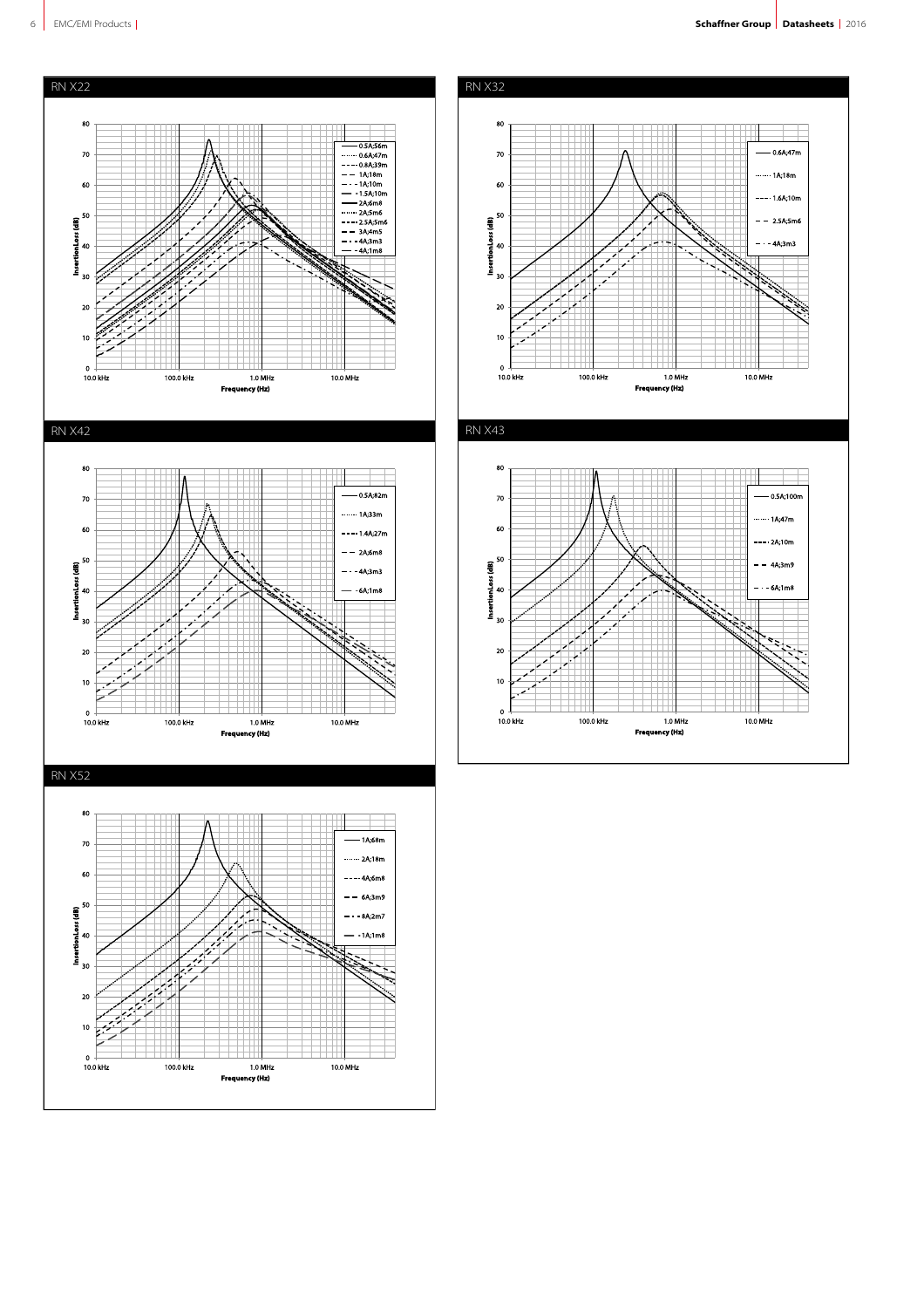## RN X22

Insertion Loss (dB) vs. Frequency (Hz)

Legend: 0.5A;56m, 0.6A;47m, 0.8A;39m, 1A;18m, 1A;10m, 1.5A;10m, 2A;6m8, 2A;5m6, 2.5A;5m6, 3A;4m5, 4A;3m3, 4A;1m8

## RN X32

Insertion Loss (dB) vs. Frequency (Hz)

Legend: 0.6A;47m, 1A;18m, 1.6A;10m, 2.5A;5m6, 4A;3m3

## RN X42

Insertion Loss (dB) vs. Frequency (Hz)

Legend: 0.5A;82m, 1A;33m, 1.4A;27m, 2A;6m8, 4A;3m3, 6A;1m8

## RN X43

Insertion Loss (dB) vs. Frequency (Hz)

Legend: 0.5A;100m, 1A;47m, 2A;10m, 4A;3m9, 6A;1m8

## RN X52

Insertion Loss (dB) vs. Frequency (Hz)

Legend: 1A;68m, 2A;18m, 4A;6m8, 6A;3m9, 8A;2m7, 1A;1m8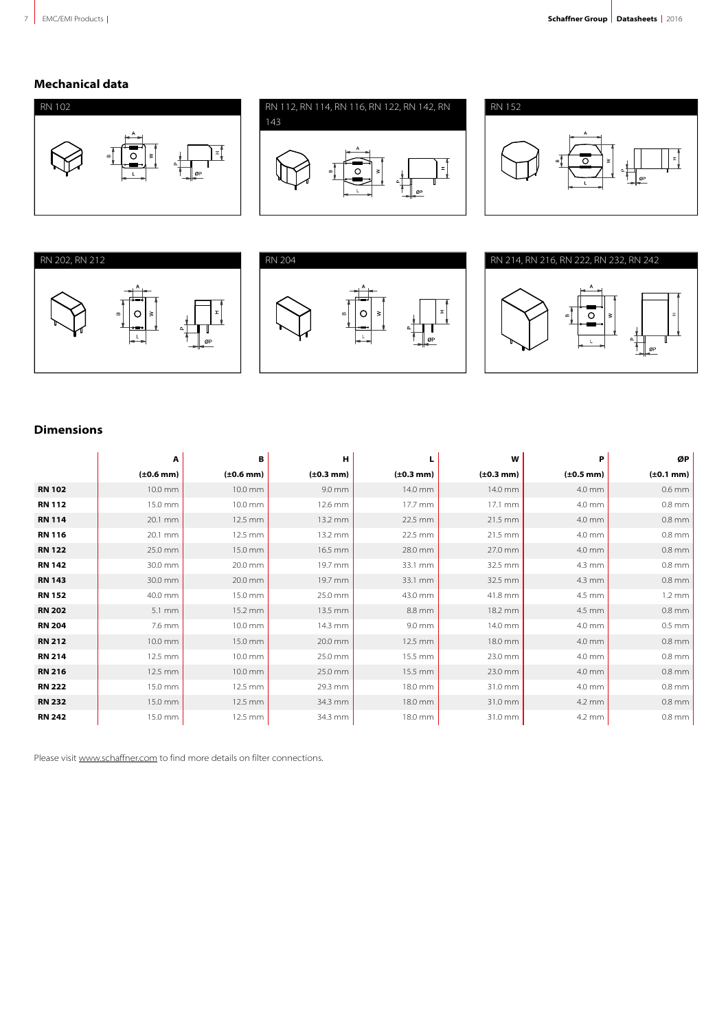## Mechanical data

RN 102

RN 112, RN 114, RN 116, RN 122, RN 142, RN 143

RN 152

RN 202, RN 212

RN 204

RN 214, RN 216, RN 222, RN 232, RN 242

## Dimensions

| | A | B | H | L | W | P | ØP |
|---|---|---|---|---|---|---|---|
| | (±0.6 mm) | (±0.6 mm) | (±0.3 mm) | (±0.3 mm) | (±0.3 mm) | (±0.5 mm) | (±0.1 mm) |
| **RN 102** | 10.0 mm | 10.0 mm | 9.0 mm | 14.0 mm | 14.0 mm | 4.0 mm | 0.6 mm |
| **RN 112** | 15.0 mm | 10.0 mm | 12.6 mm | 17.7 mm | 17.1 mm | 4.0 mm | 0.8 mm |
| **RN 114** | 20.1 mm | 12.5 mm | 13.2 mm | 22.5 mm | 21.5 mm | 4.0 mm | 0.8 mm |
| **RN 116** | 20.1 mm | 12.5 mm | 13.2 mm | 22.5 mm | 21.5 mm | 4.0 mm | 0.8 mm |
| **RN 122** | 25.0 mm | 15.0 mm | 16.5 mm | 28.0 mm | 27.0 mm | 4.0 mm | 0.8 mm |
| **RN 142** | 30.0 mm | 20.0 mm | 19.7 mm | 33.1 mm | 32.5 mm | 4.3 mm | 0.8 mm |
| **RN 143** | 30.0 mm | 20.0 mm | 19.7 mm | 33.1 mm | 32.5 mm | 4.3 mm | 0.8 mm |
| **RN 152** | 40.0 mm | 15.0 mm | 25.0 mm | 43.0 mm | 41.8 mm | 4.5 mm | 1.2 mm |
| **RN 202** | 5.1 mm | 15.2 mm | 13.5 mm | 8.8 mm | 18.2 mm | 4.5 mm | 0.8 mm |
| **RN 204** | 7.6 mm | 10.0 mm | 14.3 mm | 9.0 mm | 14.0 mm | 4.0 mm | 0.5 mm |
| **RN 212** | 10.0 mm | 15.0 mm | 20.0 mm | 12.5 mm | 18.0 mm | 4.0 mm | 0.8 mm |
| **RN 214** | 12.5 mm | 10.0 mm | 25.0 mm | 15.5 mm | 23.0 mm | 4.0 mm | 0.8 mm |
| **RN 216** | 12.5 mm | 10.0 mm | 25.0 mm | 15.5 mm | 23.0 mm | 4.0 mm | 0.8 mm |
| **RN 222** | 15.0 mm | 12.5 mm | 29.3 mm | 18.0 mm | 31.0 mm | 4.0 mm | 0.8 mm |
| **RN 232** | 15.0 mm | 12.5 mm | 34.3 mm | 18.0 mm | 31.0 mm | 4.2 mm | 0.8 mm |
| **RN 242** | 15.0 mm | 12.5 mm | 34.3 mm | 18.0 mm | 31.0 mm | 4.2 mm | 0.8 mm |

Please visit www.schaffner.com to find more details on filter connections.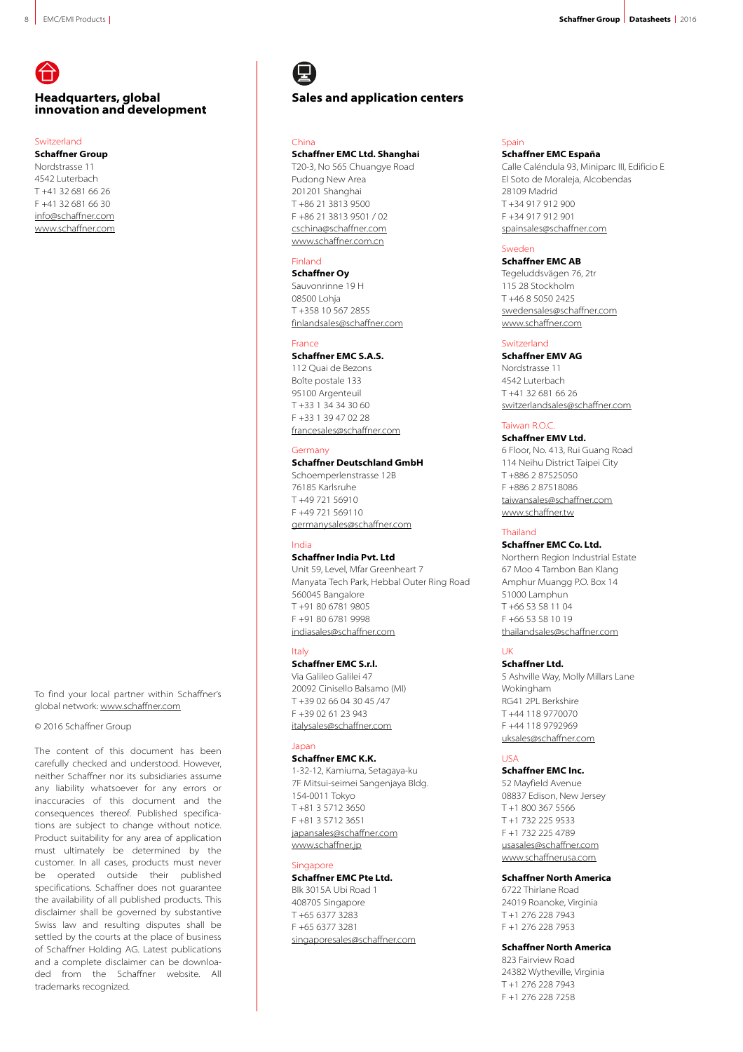## Headquarters, global innovation and development

Switzerland

**Schaffner Group**
Nordstrasse 11
4542 Luterbach
T +41 32 681 66 26
F +41 32 681 66 30
info@schaffner.com
www.schaffner.com

To find your local partner within Schaffner's global network: www.schaffner.com

© 2016 Schaffner Group

The content of this document has been carefully checked and understood. However, neither Schaffner nor its subsidiaries assume any liability whatsoever for any errors or inaccuracies of this document and the consequences thereof. Published specifications are subject to change without notice. Product suitability for any area of application must ultimately be determined by the customer. In all cases, products must never be operated outside their published specifications. Schaffner does not guarantee the availability of all published products. This disclaimer shall be governed by substantive Swiss law and resulting disputes shall be settled by the courts at the place of business of Schaffner Holding AG. Latest publications and a complete disclaimer can be downloaded from the Schaffner website. All trademarks recognized.

## Sales and application centers

China

**Schaffner EMC Ltd. Shanghai**
T20-3, No 565 Chuangye Road
Pudong New Area
201201 Shanghai
T +86 21 3813 9500
F +86 21 3813 9501 / 02
cschina@schaffner.com
www.schaffner.com.cn

Finland

**Schaffner Oy**
Sauvonrinne 19 H
08500 Lohja
T +358 10 567 2855
finlandsales@schaffner.com

France

**Schaffner EMC S.A.S.**
112 Quai de Bezons
Boîte postale 133
95100 Argenteuil
T +33 1 34 34 30 60
F +33 1 39 47 02 28
francesales@schaffner.com

Germany

**Schaffner Deutschland GmbH**
Schoemperlenstrasse 12B
76185 Karlsruhe
T +49 721 56910
F +49 721 569110
germanysales@schaffner.com

India

**Schaffner India Pvt. Ltd**
Unit 59, Level, Mfar Greenheart 7
Manyata Tech Park, Hebbal Outer Ring Road
560045 Bangalore
T +91 80 6781 9805
F +91 80 6781 9998
indiasales@schaffner.com

Italy

**Schaffner EMC S.r.l.**
Via Galileo Galilei 47
20092 Cinisello Balsamo (MI)
T +39 02 66 04 30 45 /47
F +39 02 61 23 943
italysales@schaffner.com

Japan

**Schaffner EMC K.K.**
1-32-12, Kamiuma, Setagaya-ku
7F Mitsui-seimei Sangenjaya Bldg.
154-0011 Tokyo
T +81 3 5712 3650
F +81 3 5712 3651
japansales@schaffner.com
www.schaffner.jp

Singapore

**Schaffner EMC Pte Ltd.**
Blk 3015A Ubi Road 1
408705 Singapore
T +65 6377 3283
F +65 6377 3281
singaporesales@schaffner.com

Spain

**Schaffner EMC España**
Calle Caléndula 93, Miniparc III, Edificio E
El Soto de Moraleja, Alcobendas
28109 Madrid
T +34 917 912 900
F +34 917 912 901
spainsales@schaffner.com

Sweden

**Schaffner EMC AB**
Tegeluddsvägen 76, 2tr
115 28 Stockholm
T +46 8 5050 2425
swedensales@schaffner.com
www.schaffner.com

Switzerland

**Schaffner EMV AG**
Nordstrasse 11
4542 Luterbach
T +41 32 681 66 26
switzerlandsales@schaffner.com

Taiwan R.O.C.

**Schaffner EMV Ltd.**
6 Floor, No. 413, Rui Guang Road
114 Neihu District Taipei City
T +886 2 87525050
F +886 2 87518086
taiwansales@schaffner.com
www.schaffner.tw

Thailand

**Schaffner EMC Co. Ltd.**
Northern Region Industrial Estate
67 Moo 4 Tambon Ban Klang
Amphur Muangg P.O. Box 14
51000 Lamphun
T +66 53 58 11 04
F +66 53 58 10 19
thailandsales@schaffner.com

UK

**Schaffner Ltd.**
5 Ashville Way, Molly Millars Lane
Wokingham
RG41 2PL Berkshire
T +44 118 9770070
F +44 118 9792969
uksales@schaffner.com

USA

**Schaffner EMC Inc.**
52 Mayfield Avenue
08837 Edison, New Jersey
T +1 800 367 5566
T +1 732 225 9533
F +1 732 225 4789
usasales@schaffner.com
www.schaffnerusa.com

**Schaffner North America**
6722 Thirlane Road
24019 Roanoke, Virginia
T +1 276 228 7943
F +1 276 228 7953

**Schaffner North America**
823 Fairview Road
24382 Wytheville, Virginia
T +1 276 228 7943
F +1 276 228 7258